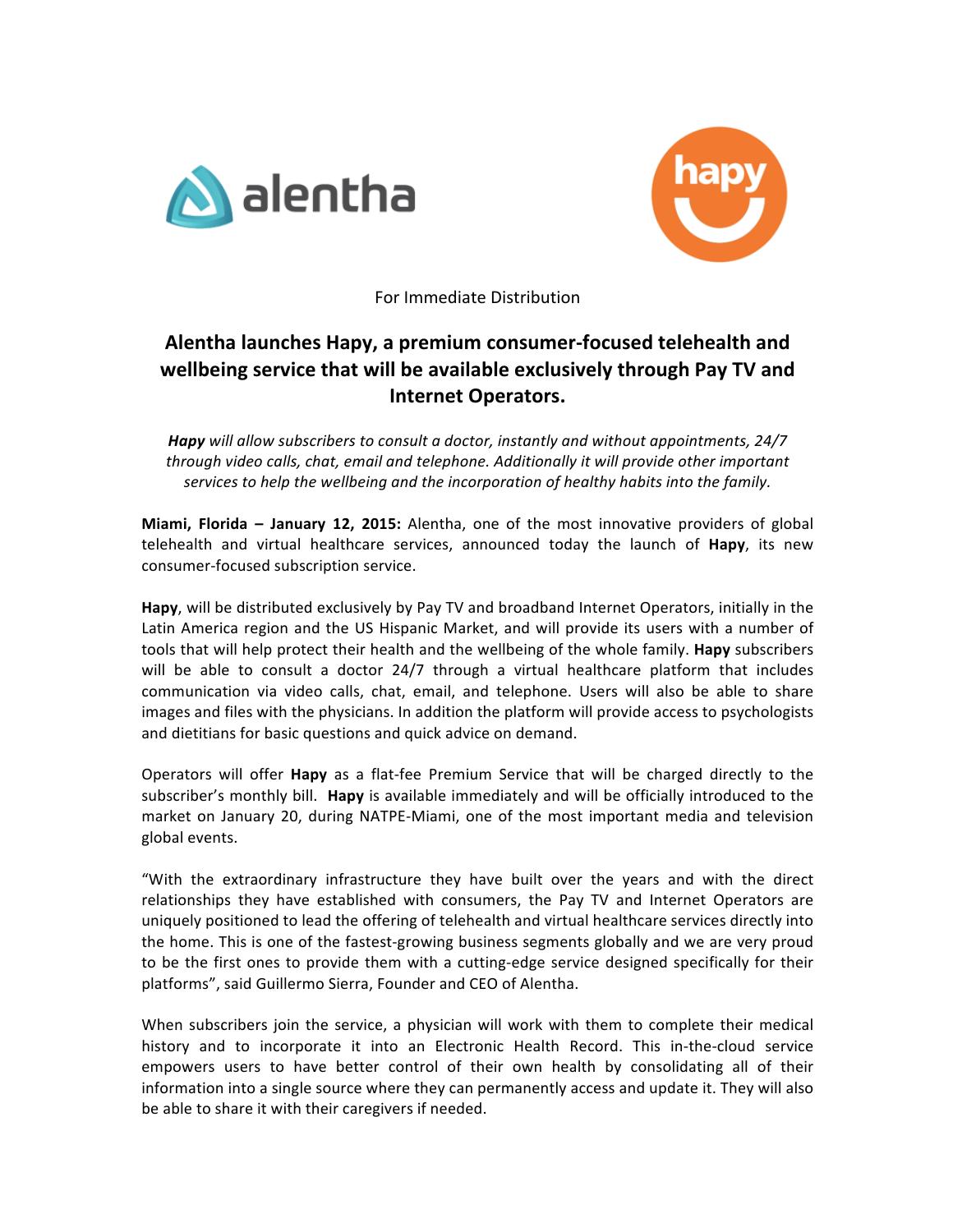For Immediate Distribution

# Alentha launches Hapy, a premium consumer-focused telehealth and wellbeing service that will be available exclusively through Pay TV and Internet Operators.

*__Hapy__ will allow subscribers to consult a doctor, instantly and without appointments, 24/7 through video calls, chat, email and telephone. Additionally it will provide other important services to help the wellbeing and the incorporation of healthy habits into the family.*

**Miami, Florida – January 12, 2015:** Alentha, one of the most innovative providers of global telehealth and virtual healthcare services, announced today the launch of **Hapy**, its new consumer-focused subscription service.

**Hapy**, will be distributed exclusively by Pay TV and broadband Internet Operators, initially in the Latin America region and the US Hispanic Market, and will provide its users with a number of tools that will help protect their health and the wellbeing of the whole family. **Hapy** subscribers will be able to consult a doctor 24/7 through a virtual healthcare platform that includes communication via video calls, chat, email, and telephone. Users will also be able to share images and files with the physicians. In addition the platform will provide access to psychologists and dietitians for basic questions and quick advice on demand.

Operators will offer **Hapy** as a flat-fee Premium Service that will be charged directly to the subscriber's monthly bill. **Hapy** is available immediately and will be officially introduced to the market on January 20, during NATPE-Miami, one of the most important media and television global events.

"With the extraordinary infrastructure they have built over the years and with the direct relationships they have established with consumers, the Pay TV and Internet Operators are uniquely positioned to lead the offering of telehealth and virtual healthcare services directly into the home. This is one of the fastest-growing business segments globally and we are very proud to be the first ones to provide them with a cutting-edge service designed specifically for their platforms", said Guillermo Sierra, Founder and CEO of Alentha.

When subscribers join the service, a physician will work with them to complete their medical history and to incorporate it into an Electronic Health Record. This in-the-cloud service empowers users to have better control of their own health by consolidating all of their information into a single source where they can permanently access and update it. They will also be able to share it with their caregivers if needed.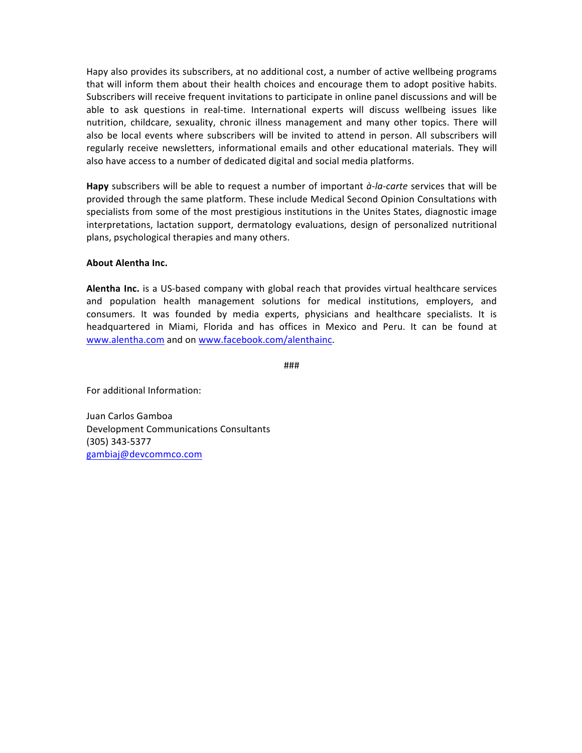Hapy also provides its subscribers, at no additional cost, a number of active wellbeing programs that will inform them about their health choices and encourage them to adopt positive habits. Subscribers will receive frequent invitations to participate in online panel discussions and will be able to ask questions in real-time. International experts will discuss wellbeing issues like nutrition, childcare, sexuality, chronic illness management and many other topics. There will also be local events where subscribers will be invited to attend in person. All subscribers will regularly receive newsletters, informational emails and other educational materials. They will also have access to a number of dedicated digital and social media platforms.

**Hapy** subscribers will be able to request a number of important *à-la-carte* services that will be provided through the same platform. These include Medical Second Opinion Consultations with specialists from some of the most prestigious institutions in the Unites States, diagnostic image interpretations, lactation support, dermatology evaluations, design of personalized nutritional plans, psychological therapies and many others.

**About Alentha Inc.**

**Alentha Inc.** is a US-based company with global reach that provides virtual healthcare services and population health management solutions for medical institutions, employers, and consumers. It was founded by media experts, physicians and healthcare specialists. It is headquartered in Miami, Florida and has offices in Mexico and Peru. It can be found at www.alentha.com and on www.facebook.com/alenthainc.

###

For additional Information:

Juan Carlos Gamboa
Development Communications Consultants
(305) 343-5377
gambiaj@devcommco.com